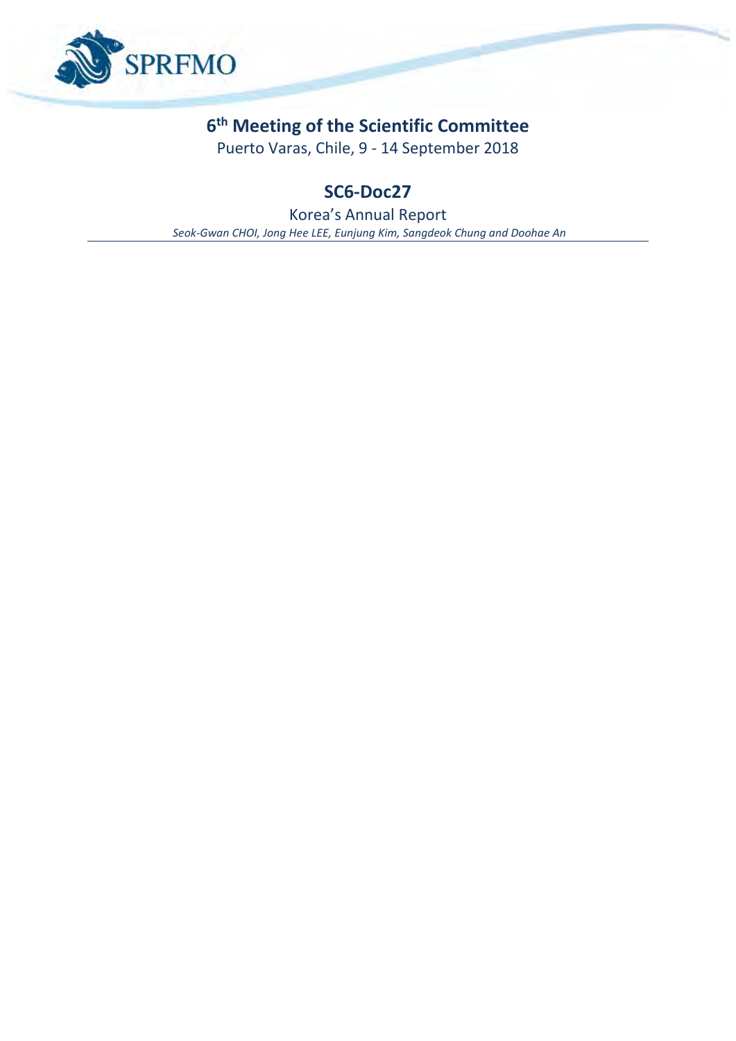SPRFMO

# 6th Meeting of the Scientific Committee

Puerto Varas, Chile, 9 - 14 September 2018

## SC6-Doc27

Korea's Annual Report

*Seok-Gwan CHOI, Jong Hee LEE, Eunjung Kim, Sangdeok Chung and Doohae An*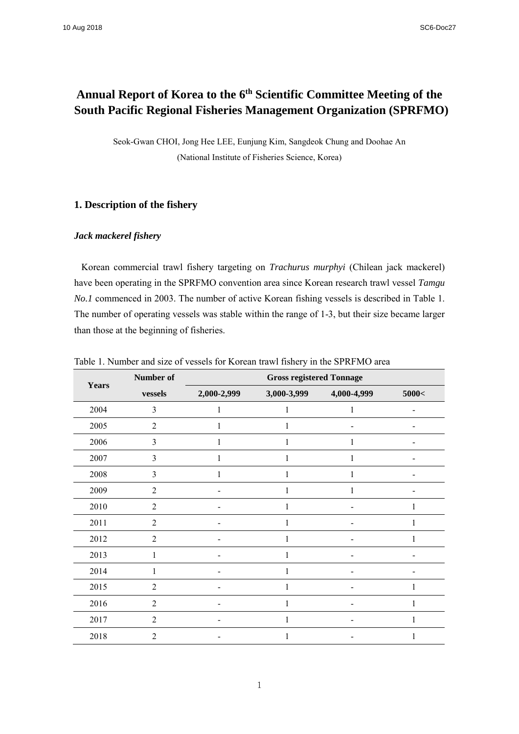Annual Report of Korea to the 6th Scientific Committee Meeting of the South Pacific Regional Fisheries Management Organization (SPRFMO)

Seok-Gwan CHOI, Jong Hee LEE, Eunjung Kim, Sangdeok Chung and Doohae An

(National Institute of Fisheries Science, Korea)

## 1. Description of the fishery

### *Jack mackerel fishery*

Korean commercial trawl fishery targeting on *Trachurus murphyi* (Chilean jack mackerel) have been operating in the SPRFMO convention area since Korean research trawl vessel *Tamgu No.1* commenced in 2003. The number of active Korean fishing vessels is described in Table 1. The number of operating vessels was stable within the range of 1-3, but their size became larger than those at the beginning of fisheries.

Table 1. Number and size of vessels for Korean trawl fishery in the SPRFMO area

| Years | Number of vessels | Gross registered Tonnage | | | |
|---|---|---|---|---|---|
| | | 2,000-2,999 | 3,000-3,999 | 4,000-4,999 | 5000< |
| 2004 | 3 | 1 | 1 | 1 | - |
| 2005 | 2 | 1 | 1 | - | - |
| 2006 | 3 | 1 | 1 | 1 | - |
| 2007 | 3 | 1 | 1 | 1 | - |
| 2008 | 3 | 1 | 1 | 1 | - |
| 2009 | 2 | - | 1 | 1 | - |
| 2010 | 2 | - | 1 | - | 1 |
| 2011 | 2 | - | 1 | - | 1 |
| 2012 | 2 | - | 1 | - | 1 |
| 2013 | 1 | - | 1 | - | - |
| 2014 | 1 | - | 1 | - | - |
| 2015 | 2 | - | 1 | - | 1 |
| 2016 | 2 | - | 1 | - | 1 |
| 2017 | 2 | - | 1 | - | 1 |
| 2018 | 2 | - | 1 | - | 1 |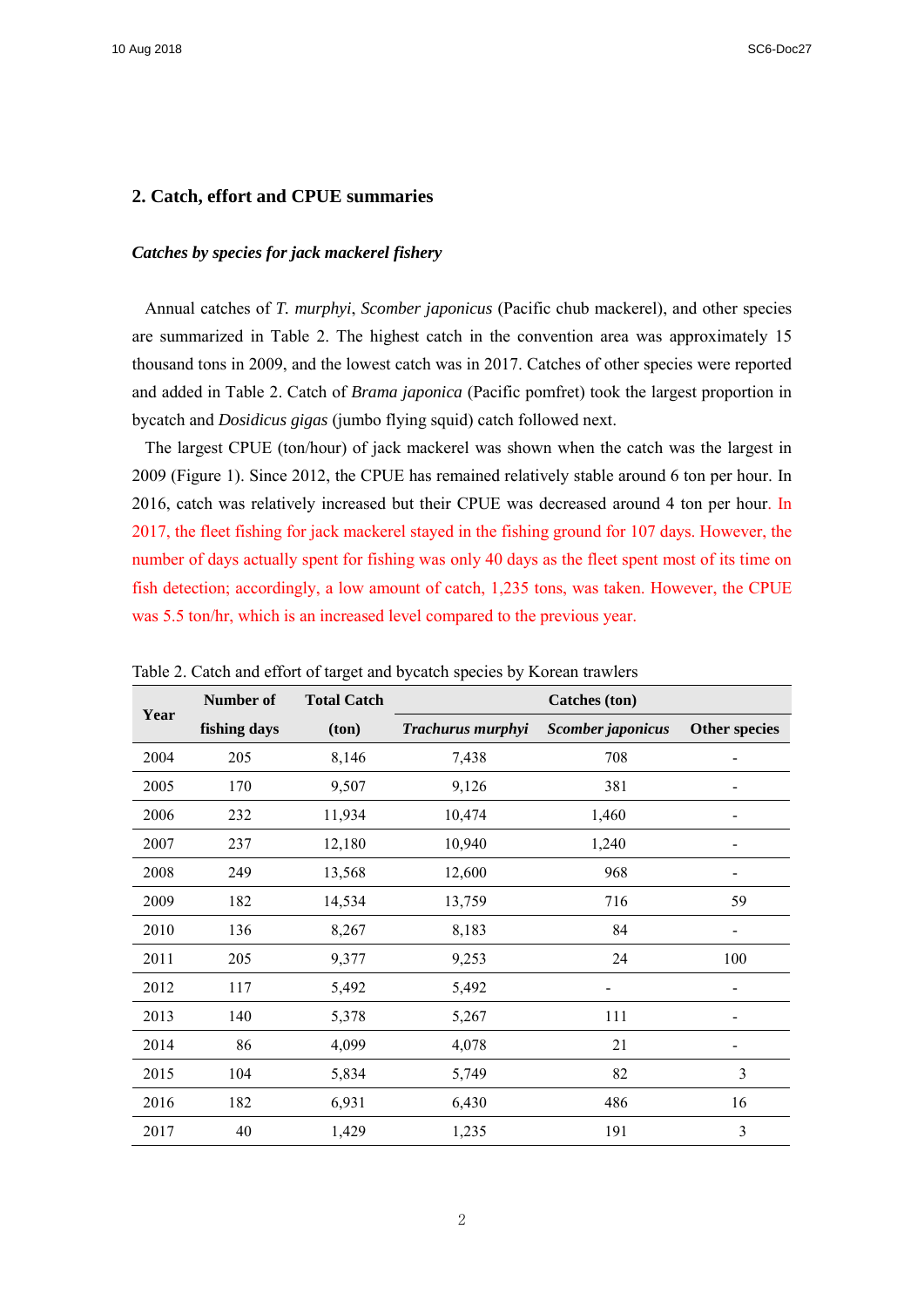## 2. Catch, effort and CPUE summaries

### *Catches by species for jack mackerel fishery*

Annual catches of *T. murphyi*, *Scomber japonicus* (Pacific chub mackerel), and other species are summarized in Table 2. The highest catch in the convention area was approximately 15 thousand tons in 2009, and the lowest catch was in 2017. Catches of other species were reported and added in Table 2. Catch of *Brama japonica* (Pacific pomfret) took the largest proportion in bycatch and *Dosidicus gigas* (jumbo flying squid) catch followed next.

The largest CPUE (ton/hour) of jack mackerel was shown when the catch was the largest in 2009 (Figure 1). Since 2012, the CPUE has remained relatively stable around 6 ton per hour. In 2016, catch was relatively increased but their CPUE was decreased around 4 ton per hour. In 2017, the fleet fishing for jack mackerel stayed in the fishing ground for 107 days. However, the number of days actually spent for fishing was only 40 days as the fleet spent most of its time on fish detection; accordingly, a low amount of catch, 1,235 tons, was taken. However, the CPUE was 5.5 ton/hr, which is an increased level compared to the previous year.

Table 2. Catch and effort of target and bycatch species by Korean trawlers

| Year | Number of fishing days | Total Catch (ton) | Catches (ton) | | |
|---|---|---|---|---|---|
| | | | *Trachurus murphyi* | *Scomber japonicus* | Other species |
| 2004 | 205 | 8,146 | 7,438 | 708 | - |
| 2005 | 170 | 9,507 | 9,126 | 381 | - |
| 2006 | 232 | 11,934 | 10,474 | 1,460 | - |
| 2007 | 237 | 12,180 | 10,940 | 1,240 | - |
| 2008 | 249 | 13,568 | 12,600 | 968 | - |
| 2009 | 182 | 14,534 | 13,759 | 716 | 59 |
| 2010 | 136 | 8,267 | 8,183 | 84 | - |
| 2011 | 205 | 9,377 | 9,253 | 24 | 100 |
| 2012 | 117 | 5,492 | 5,492 | - | - |
| 2013 | 140 | 5,378 | 5,267 | 111 | - |
| 2014 | 86 | 4,099 | 4,078 | 21 | - |
| 2015 | 104 | 5,834 | 5,749 | 82 | 3 |
| 2016 | 182 | 6,931 | 6,430 | 486 | 16 |
| 2017 | 40 | 1,429 | 1,235 | 191 | 3 |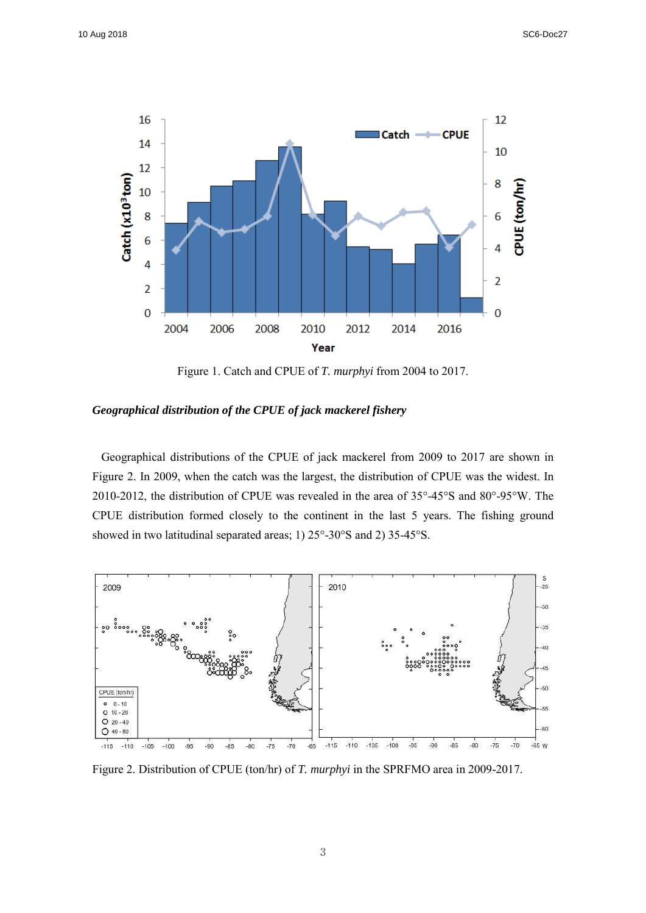Figure 1. Catch and CPUE of *T. murphyi* from 2004 to 2017.

***Geographical distribution of the CPUE of jack mackerel fishery***

Geographical distributions of the CPUE of jack mackerel from 2009 to 2017 are shown in Figure 2. In 2009, when the catch was the largest, the distribution of CPUE was the widest. In 2010-2012, the distribution of CPUE was revealed in the area of 35°-45°S and 80°-95°W. The CPUE distribution formed closely to the continent in the last 5 years. The fishing ground showed in two latitudinal separated areas; 1) 25°-30°S and 2) 35-45°S.

Figure 2. Distribution of CPUE (ton/hr) of *T. murphyi* in the SPRFMO area in 2009-2017.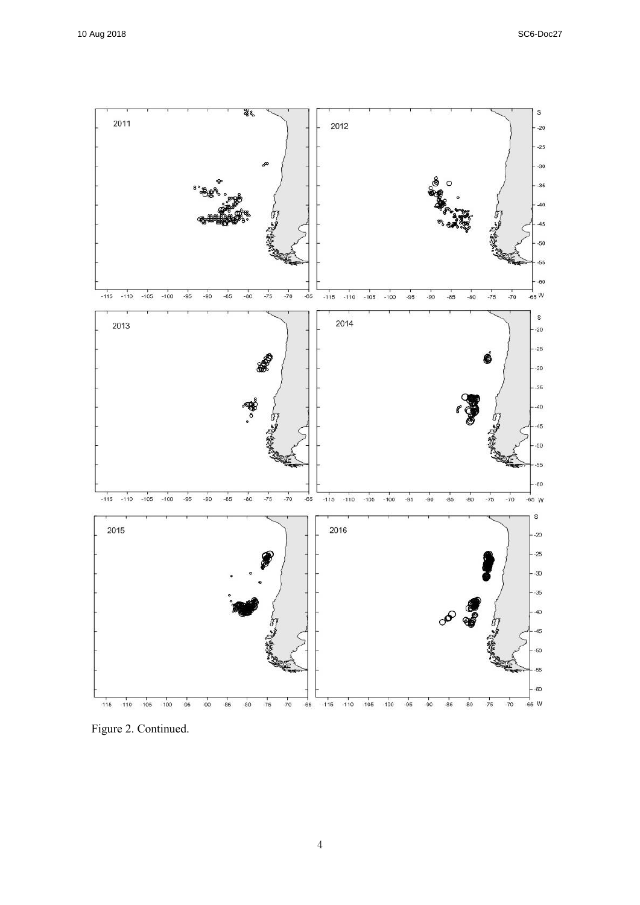Figure 2. Continued.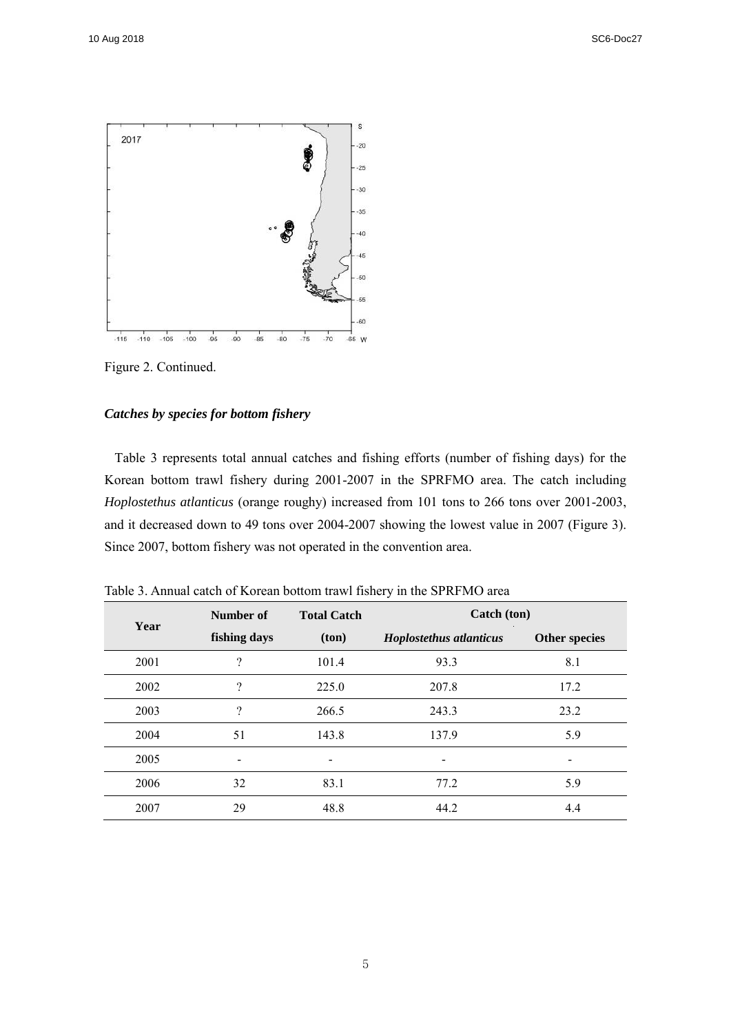Figure 2. Continued.

### *Catches by species for bottom fishery*

Table 3 represents total annual catches and fishing efforts (number of fishing days) for the Korean bottom trawl fishery during 2001-2007 in the SPRFMO area. The catch including *Hoplostethus atlanticus* (orange roughy) increased from 101 tons to 266 tons over 2001-2003, and it decreased down to 49 tons over 2004-2007 showing the lowest value in 2007 (Figure 3). Since 2007, bottom fishery was not operated in the convention area.

Table 3. Annual catch of Korean bottom trawl fishery in the SPRFMO area

| Year | Number of fishing days | Total Catch (ton) | Catch (ton) | |
|---|---|---|---|---|
| | | | ***Hoplostethus atlanticus*** | **Other species** |
| 2001 | ? | 101.4 | 93.3 | 8.1 |
| 2002 | ? | 225.0 | 207.8 | 17.2 |
| 2003 | ? | 266.5 | 243.3 | 23.2 |
| 2004 | 51 | 143.8 | 137.9 | 5.9 |
| 2005 | - | - | - | - |
| 2006 | 32 | 83.1 | 77.2 | 5.9 |
| 2007 | 29 | 48.8 | 44.2 | 4.4 |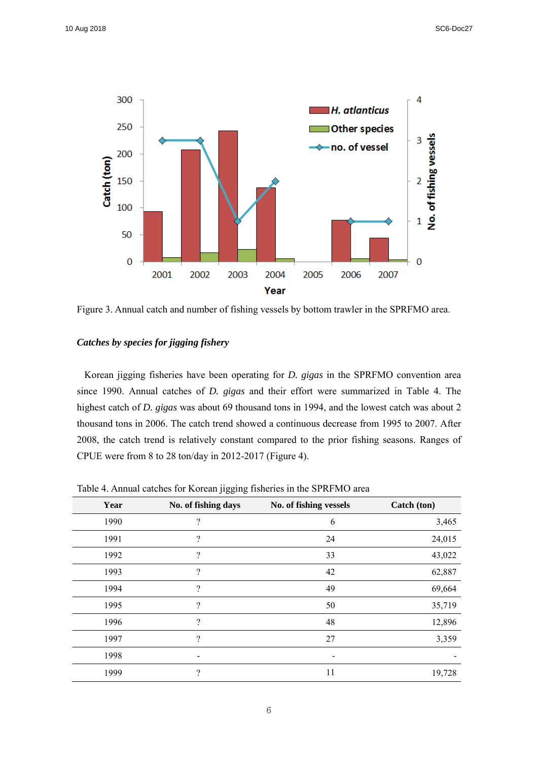Figure 3. Annual catch and number of fishing vessels by bottom trawler in the SPRFMO area.

***Catches by species for jigging fishery***

Korean jigging fisheries have been operating for *D. gigas* in the SPRFMO convention area since 1990. Annual catches of *D. gigas* and their effort were summarized in Table 4. The highest catch of *D. gigas* was about 69 thousand tons in 1994, and the lowest catch was about 2 thousand tons in 2006. The catch trend showed a continuous decrease from 1995 to 2007. After 2008, the catch trend is relatively constant compared to the prior fishing seasons. Ranges of CPUE were from 8 to 28 ton/day in 2012-2017 (Figure 4).

Table 4. Annual catches for Korean jigging fisheries in the SPRFMO area

| Year | No. of fishing days | No. of fishing vessels | Catch (ton) |
|---|---|---|---|
| 1990 | ? | 6 | 3,465 |
| 1991 | ? | 24 | 24,015 |
| 1992 | ? | 33 | 43,022 |
| 1993 | ? | 42 | 62,887 |
| 1994 | ? | 49 | 69,664 |
| 1995 | ? | 50 | 35,719 |
| 1996 | ? | 48 | 12,896 |
| 1997 | ? | 27 | 3,359 |
| 1998 | - | - | - |
| 1999 | ? | 11 | 19,728 |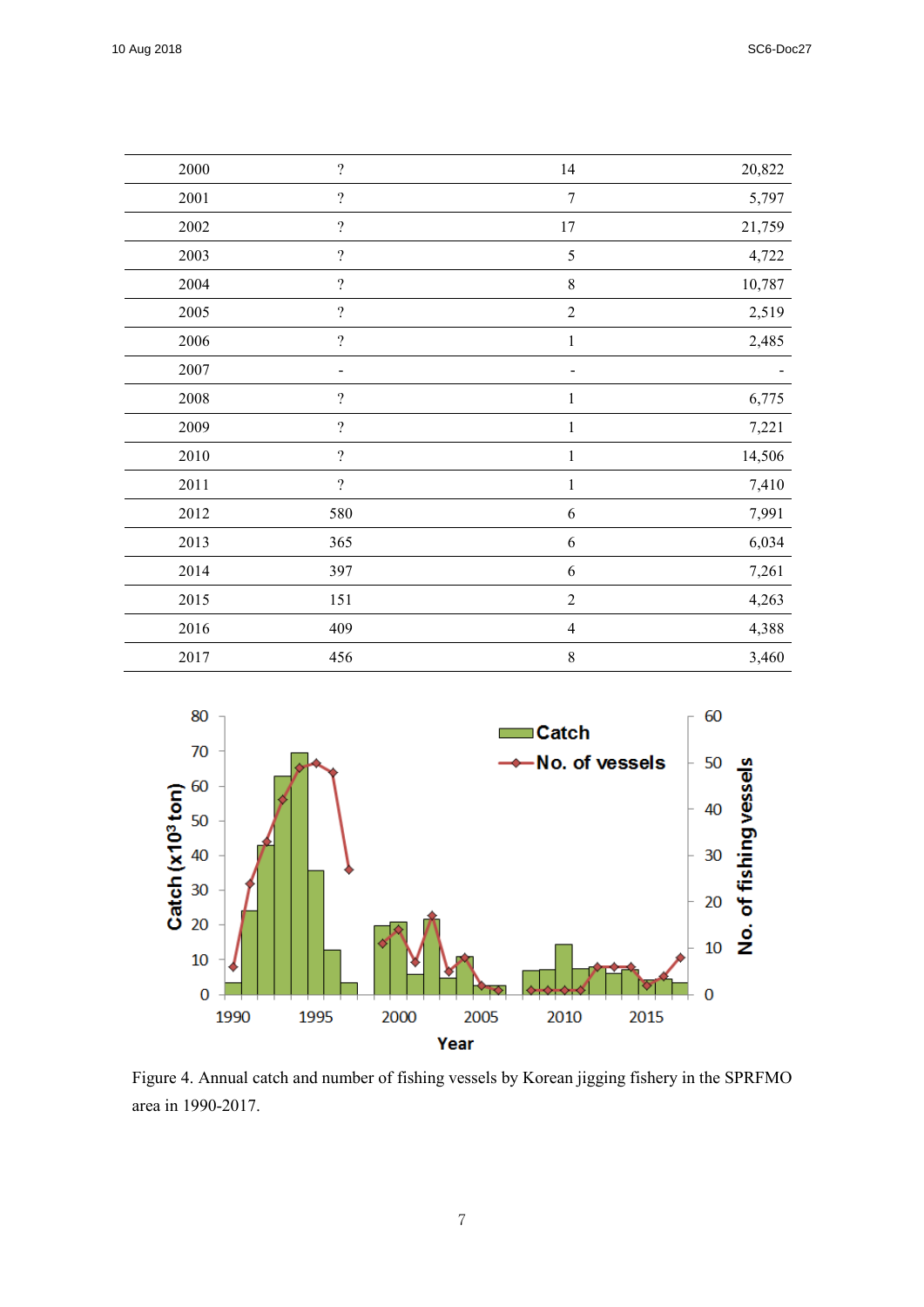| | | | |
|---|---|---|---|
| 2000 | ? | 14 | 20,822 |
| 2001 | ? | 7 | 5,797 |
| 2002 | ? | 17 | 21,759 |
| 2003 | ? | 5 | 4,722 |
| 2004 | ? | 8 | 10,787 |
| 2005 | ? | 2 | 2,519 |
| 2006 | ? | 1 | 2,485 |
| 2007 | - | - | - |
| 2008 | ? | 1 | 6,775 |
| 2009 | ? | 1 | 7,221 |
| 2010 | ? | 1 | 14,506 |
| 2011 | ? | 1 | 7,410 |
| 2012 | 580 | 6 | 7,991 |
| 2013 | 365 | 6 | 6,034 |
| 2014 | 397 | 6 | 7,261 |
| 2015 | 151 | 2 | 4,263 |
| 2016 | 409 | 4 | 4,388 |
| 2017 | 456 | 8 | 3,460 |

Figure 4. Annual catch and number of fishing vessels by Korean jigging fishery in the SPRFMO area in 1990-2017.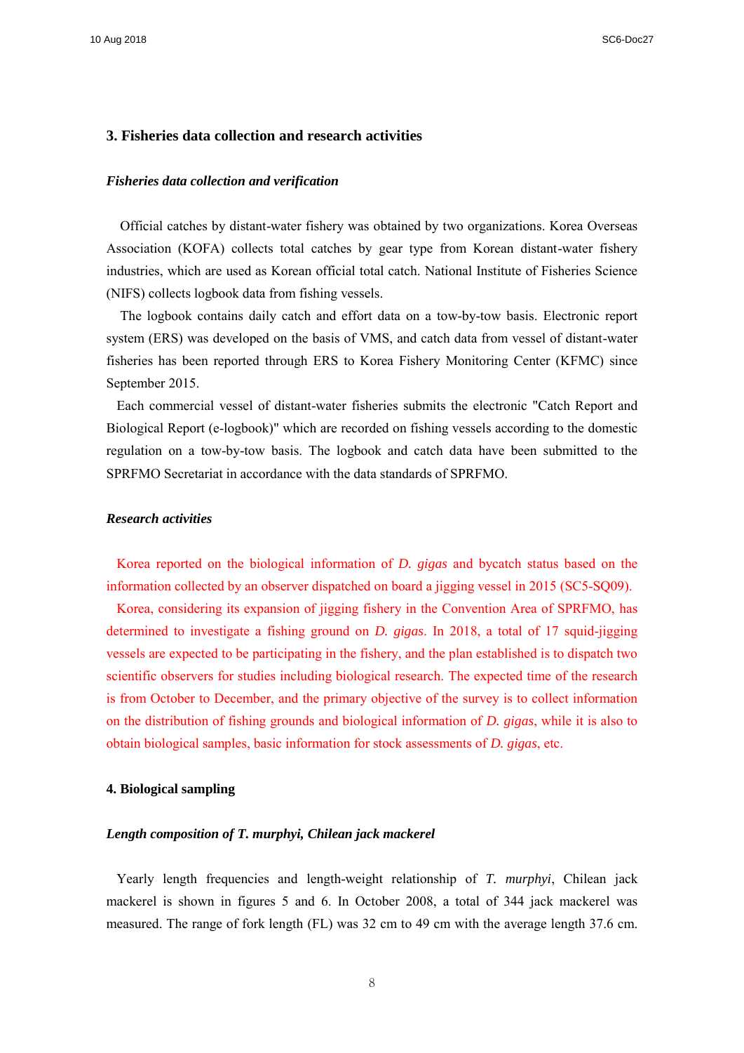## 3. Fisheries data collection and research activities

### *Fisheries data collection and verification*

Official catches by distant-water fishery was obtained by two organizations. Korea Overseas Association (KOFA) collects total catches by gear type from Korean distant-water fishery industries, which are used as Korean official total catch. National Institute of Fisheries Science (NIFS) collects logbook data from fishing vessels.

The logbook contains daily catch and effort data on a tow-by-tow basis. Electronic report system (ERS) was developed on the basis of VMS, and catch data from vessel of distant-water fisheries has been reported through ERS to Korea Fishery Monitoring Center (KFMC) since September 2015.

Each commercial vessel of distant-water fisheries submits the electronic "Catch Report and Biological Report (e-logbook)" which are recorded on fishing vessels according to the domestic regulation on a tow-by-tow basis. The logbook and catch data have been submitted to the SPRFMO Secretariat in accordance with the data standards of SPRFMO.

### *Research activities*

Korea reported on the biological information of *D. gigas* and bycatch status based on the information collected by an observer dispatched on board a jigging vessel in 2015 (SC5-SQ09).

Korea, considering its expansion of jigging fishery in the Convention Area of SPRFMO, has determined to investigate a fishing ground on *D. gigas*. In 2018, a total of 17 squid-jigging vessels are expected to be participating in the fishery, and the plan established is to dispatch two scientific observers for studies including biological research. The expected time of the research is from October to December, and the primary objective of the survey is to collect information on the distribution of fishing grounds and biological information of *D. gigas*, while it is also to obtain biological samples, basic information for stock assessments of *D. gigas*, etc.

## 4. Biological sampling

### *Length composition of T. murphyi, Chilean jack mackerel*

Yearly length frequencies and length-weight relationship of *T. murphyi*, Chilean jack mackerel is shown in figures 5 and 6. In October 2008, a total of 344 jack mackerel was measured. The range of fork length (FL) was 32 cm to 49 cm with the average length 37.6 cm.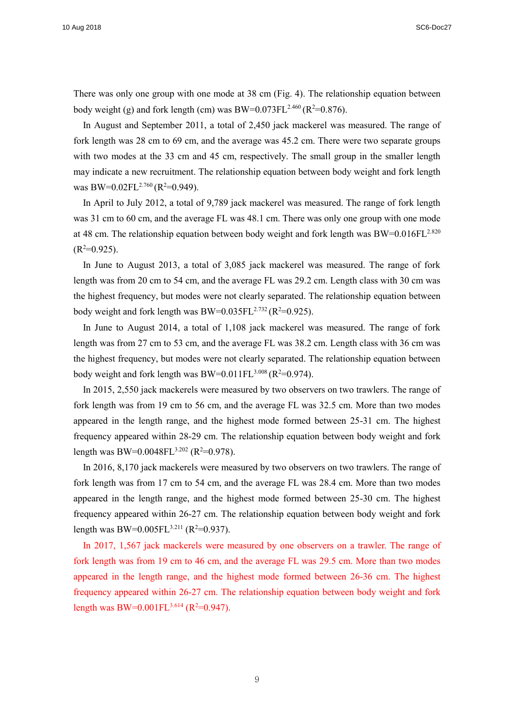There was only one group with one mode at 38 cm (Fig. 4). The relationship equation between body weight (g) and fork length (cm) was $BW=0.073FL^{2.460}$ ($R^2=0.876$).

In August and September 2011, a total of 2,450 jack mackerel was measured. The range of fork length was 28 cm to 69 cm, and the average was 45.2 cm. There were two separate groups with two modes at the 33 cm and 45 cm, respectively. The small group in the smaller length may indicate a new recruitment. The relationship equation between body weight and fork length was $BW=0.02FL^{2.760}$ ($R^2=0.949$).

In April to July 2012, a total of 9,789 jack mackerel was measured. The range of fork length was 31 cm to 60 cm, and the average FL was 48.1 cm. There was only one group with one mode at 48 cm. The relationship equation between body weight and fork length was $BW=0.016FL^{2.820}$ ($R^2=0.925$).

In June to August 2013, a total of 3,085 jack mackerel was measured. The range of fork length was from 20 cm to 54 cm, and the average FL was 29.2 cm. Length class with 30 cm was the highest frequency, but modes were not clearly separated. The relationship equation between body weight and fork length was $BW=0.035FL^{2.732}$ ($R^2=0.925$).

In June to August 2014, a total of 1,108 jack mackerel was measured. The range of fork length was from 27 cm to 53 cm, and the average FL was 38.2 cm. Length class with 36 cm was the highest frequency, but modes were not clearly separated. The relationship equation between body weight and fork length was $BW=0.011FL^{3.008}$ ($R^2=0.974$).

In 2015, 2,550 jack mackerels were measured by two observers on two trawlers. The range of fork length was from 19 cm to 56 cm, and the average FL was 32.5 cm. More than two modes appeared in the length range, and the highest mode formed between 25-31 cm. The highest frequency appeared within 28-29 cm. The relationship equation between body weight and fork length was $BW=0.0048FL^{3.202}$ ($R^2=0.978$).

In 2016, 8,170 jack mackerels were measured by two observers on two trawlers. The range of fork length was from 17 cm to 54 cm, and the average FL was 28.4 cm. More than two modes appeared in the length range, and the highest mode formed between 25-30 cm. The highest frequency appeared within 26-27 cm. The relationship equation between body weight and fork length was $BW=0.005FL^{3.211}$ ($R^2=0.937$).

In 2017, 1,567 jack mackerels were measured by one observers on a trawler. The range of fork length was from 19 cm to 46 cm, and the average FL was 29.5 cm. More than two modes appeared in the length range, and the highest mode formed between 26-36 cm. The highest frequency appeared within 26-27 cm. The relationship equation between body weight and fork length was $BW=0.001FL^{3.614}$ ($R^2=0.947$).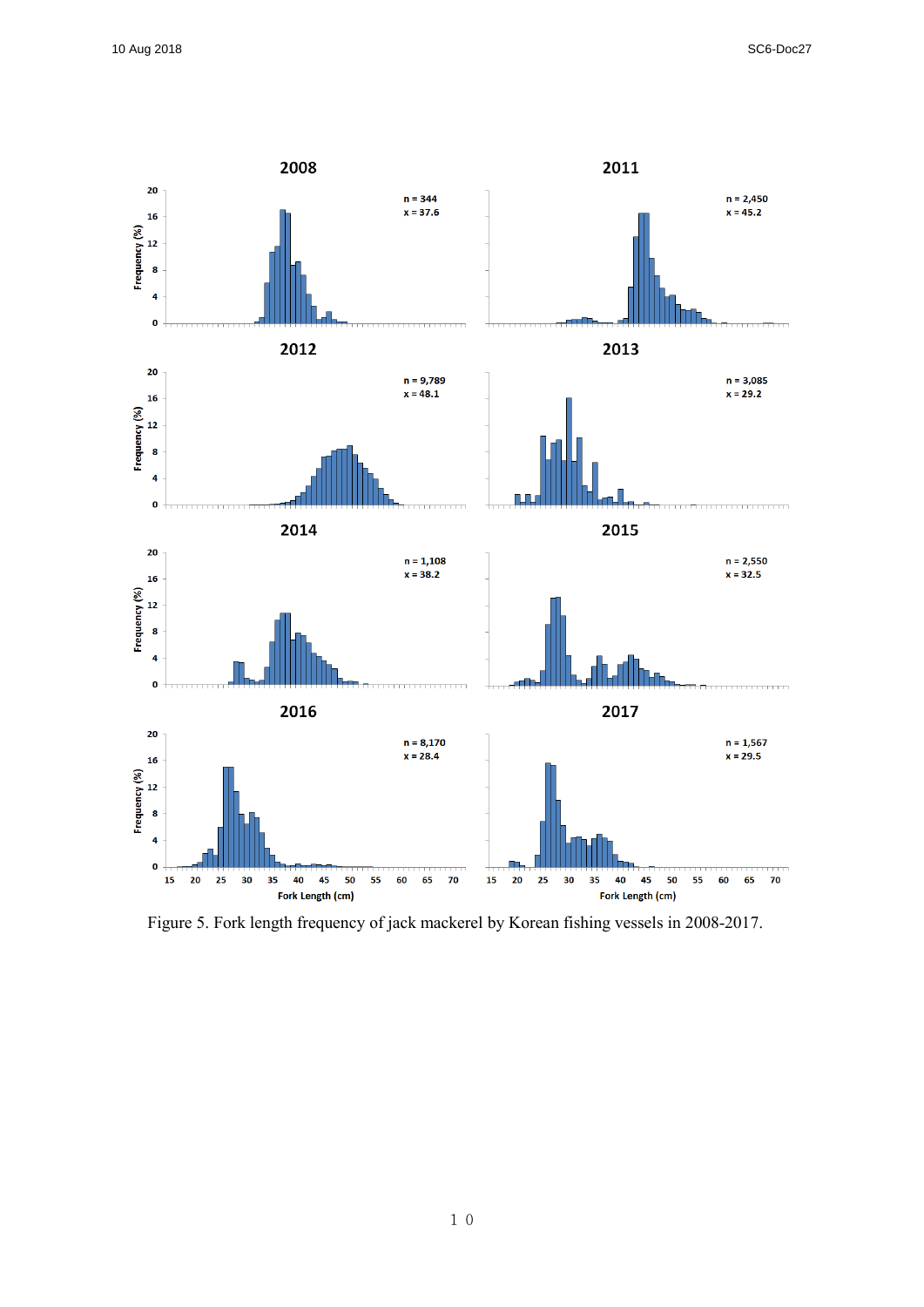Figure 5. Fork length frequency of jack mackerel by Korean fishing vessels in 2008-2017.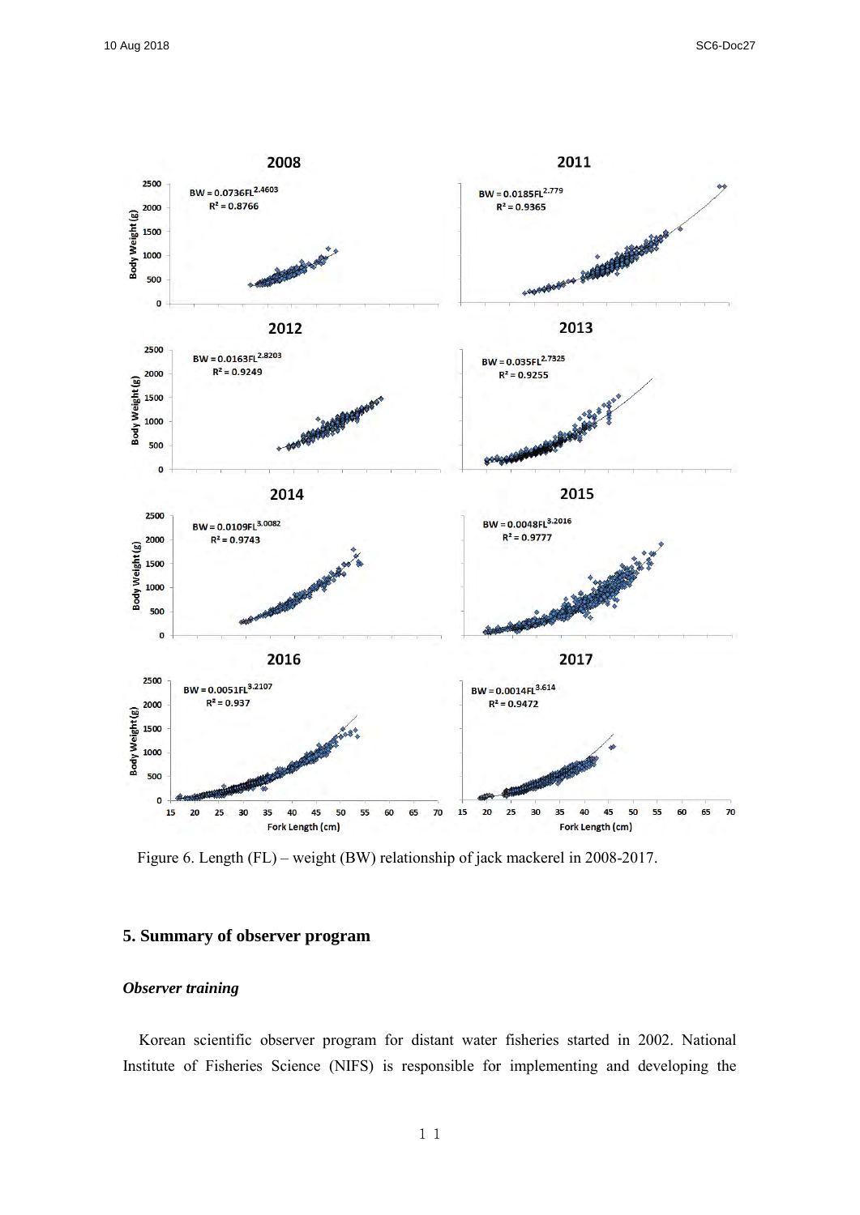Figure 6. Length (FL) – weight (BW) relationship of jack mackerel in 2008-2017.

## 5. Summary of observer program

### *Observer training*

Korean scientific observer program for distant water fisheries started in 2002. National Institute of Fisheries Science (NIFS) is responsible for implementing and developing the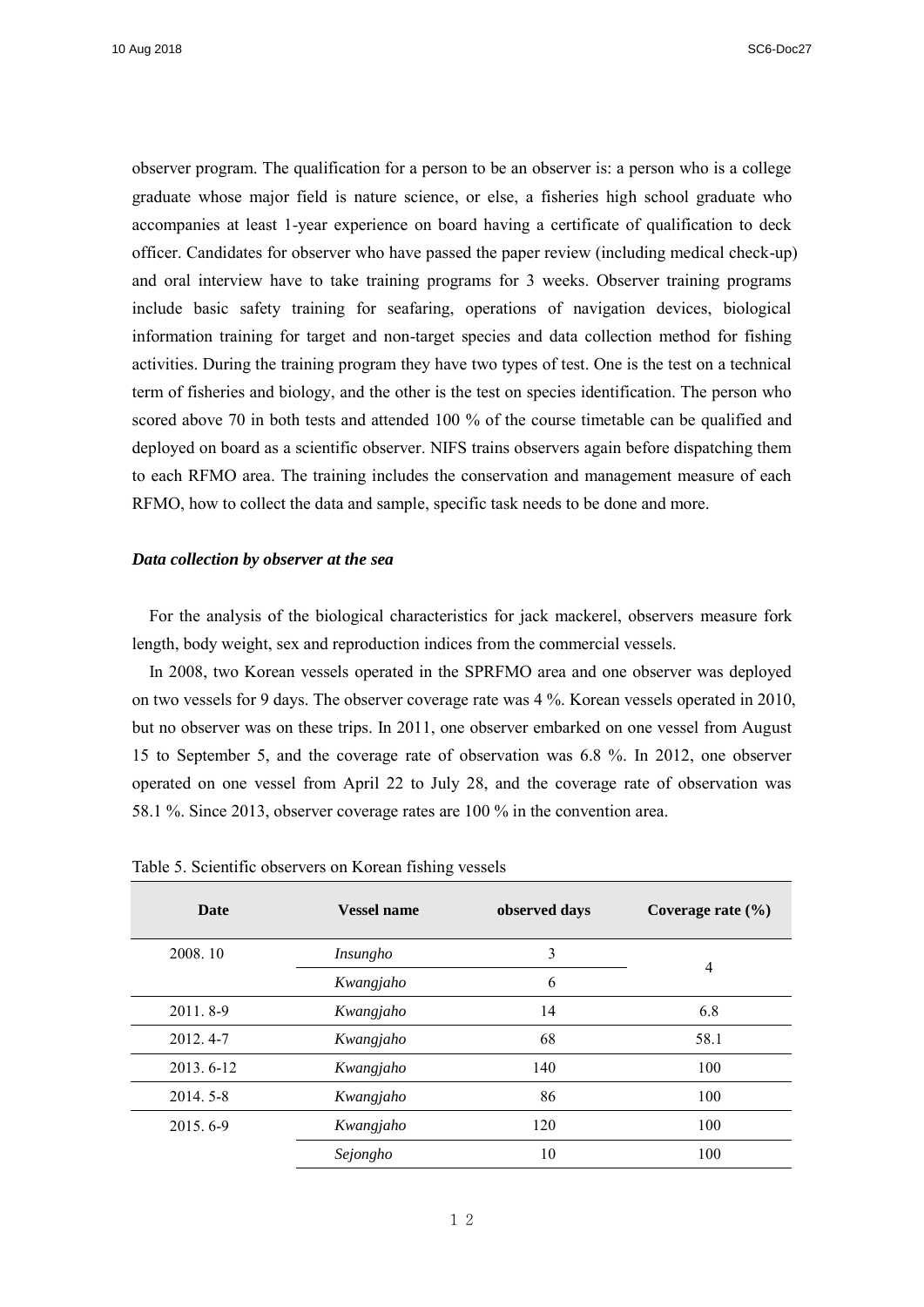observer program. The qualification for a person to be an observer is: a person who is a college graduate whose major field is nature science, or else, a fisheries high school graduate who accompanies at least 1-year experience on board having a certificate of qualification to deck officer. Candidates for observer who have passed the paper review (including medical check-up) and oral interview have to take training programs for 3 weeks. Observer training programs include basic safety training for seafaring, operations of navigation devices, biological information training for target and non-target species and data collection method for fishing activities. During the training program they have two types of test. One is the test on a technical term of fisheries and biology, and the other is the test on species identification. The person who scored above 70 in both tests and attended 100 % of the course timetable can be qualified and deployed on board as a scientific observer. NIFS trains observers again before dispatching them to each RFMO area. The training includes the conservation and management measure of each RFMO, how to collect the data and sample, specific task needs to be done and more.

***Data collection by observer at the sea***

For the analysis of the biological characteristics for jack mackerel, observers measure fork length, body weight, sex and reproduction indices from the commercial vessels.

In 2008, two Korean vessels operated in the SPRFMO area and one observer was deployed on two vessels for 9 days. The observer coverage rate was 4 %. Korean vessels operated in 2010, but no observer was on these trips. In 2011, one observer embarked on one vessel from August 15 to September 5, and the coverage rate of observation was 6.8 %. In 2012, one observer operated on one vessel from April 22 to July 28, and the coverage rate of observation was 58.1 %. Since 2013, observer coverage rates are 100 % in the convention area.

Table 5. Scientific observers on Korean fishing vessels

| Date | Vessel name | observed days | Coverage rate (%) |
|---|---|---|---|
| 2008. 10 | *Insungho* | 3 | 4 |
| | *Kwangjaho* | 6 | |
| 2011. 8-9 | *Kwangjaho* | 14 | 6.8 |
| 2012. 4-7 | *Kwangjaho* | 68 | 58.1 |
| 2013. 6-12 | *Kwangjaho* | 140 | 100 |
| 2014. 5-8 | *Kwangjaho* | 86 | 100 |
| 2015. 6-9 | *Kwangjaho* | 120 | 100 |
| | *Sejongho* | 10 | 100 |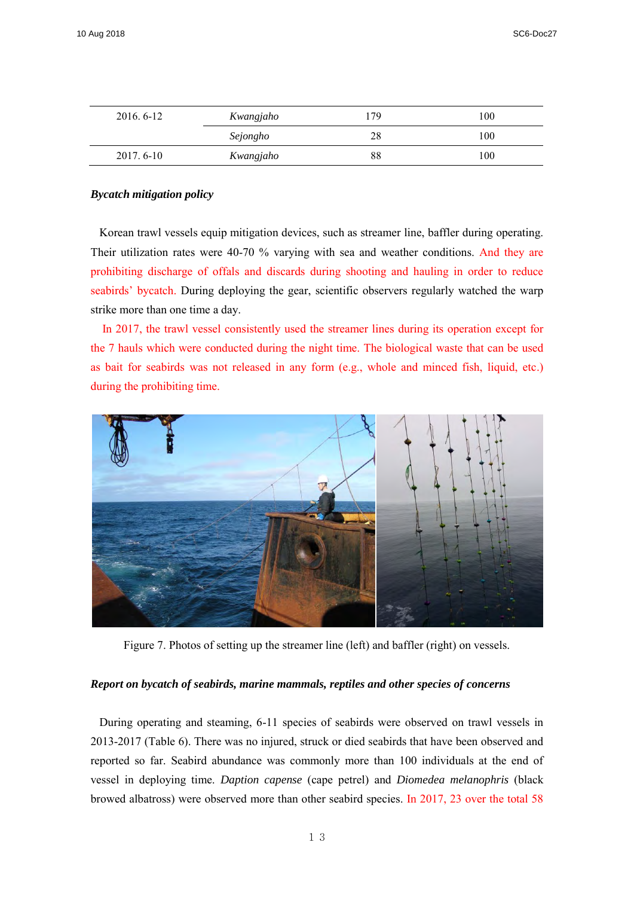| 2016. 6-12 | *Kwangjaho* | 179 | 100 |
|---|---|---|---|
| | *Sejongho* | 28 | 100 |
| 2017. 6-10 | *Kwangjaho* | 88 | 100 |

***Bycatch mitigation policy***

Korean trawl vessels equip mitigation devices, such as streamer line, baffler during operating. Their utilization rates were 40-70 % varying with sea and weather conditions. And they are prohibiting discharge of offals and discards during shooting and hauling in order to reduce seabirds' bycatch. During deploying the gear, scientific observers regularly watched the warp strike more than one time a day.

In 2017, the trawl vessel consistently used the streamer lines during its operation except for the 7 hauls which were conducted during the night time. The biological waste that can be used as bait for seabirds was not released in any form (e.g., whole and minced fish, liquid, etc.) during the prohibiting time.

Figure 7. Photos of setting up the streamer line (left) and baffler (right) on vessels.

***Report on bycatch of seabirds, marine mammals, reptiles and other species of concerns***

During operating and steaming, 6-11 species of seabirds were observed on trawl vessels in 2013-2017 (Table 6). There was no injured, struck or died seabirds that have been observed and reported so far. Seabird abundance was commonly more than 100 individuals at the end of vessel in deploying time. *Daption capense* (cape petrel) and *Diomedea melanophris* (black browed albatross) were observed more than other seabird species. In 2017, 23 over the total 58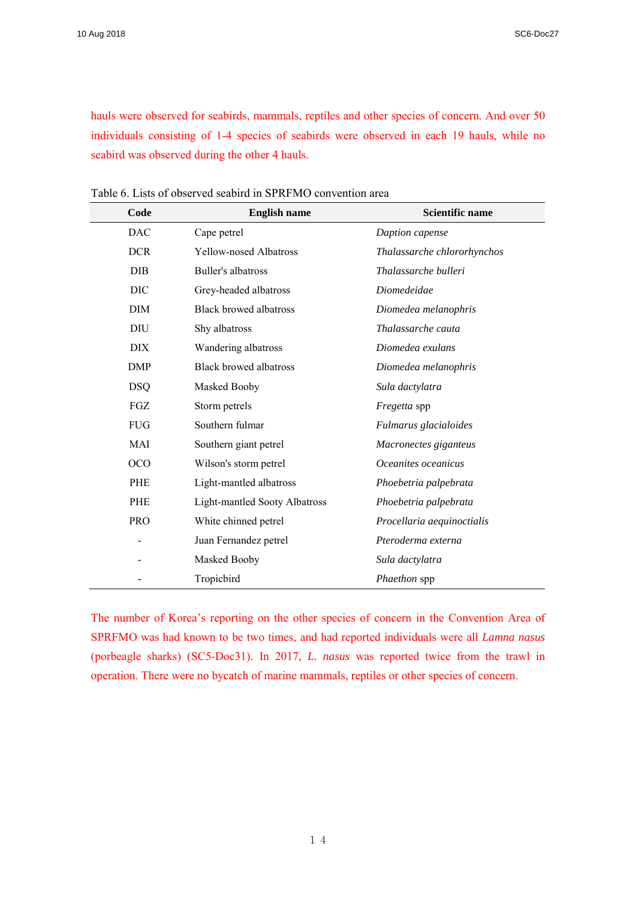hauls were observed for seabirds, mammals, reptiles and other species of concern. And over 50 individuals consisting of 1-4 species of seabirds were observed in each 19 hauls, while no seabird was observed during the other 4 hauls.

Table 6. Lists of observed seabird in SPRFMO convention area

| Code | English name | Scientific name |
|---|---|---|
| DAC | Cape petrel | *Daption capense* |
| DCR | Yellow-nosed Albatross | *Thalassarche chlororhynchos* |
| DIB | Buller's albatross | *Thalassarche bulleri* |
| DIC | Grey-headed albatross | *Diomedeidae* |
| DIM | Black browed albatross | *Diomedea melanophris* |
| DIU | Shy albatross | *Thalassarche cauta* |
| DIX | Wandering albatross | *Diomedea exulans* |
| DMP | Black browed albatross | *Diomedea melanophris* |
| DSQ | Masked Booby | *Sula dactylatra* |
| FGZ | Storm petrels | *Fregetta* spp |
| FUG | Southern fulmar | *Fulmarus glacialoides* |
| MAI | Southern giant petrel | *Macronectes giganteus* |
| OCO | Wilson's storm petrel | *Oceanites oceanicus* |
| PHE | Light-mantled albatross | *Phoebetria palpebrata* |
| PHE | Light-mantled Sooty Albatross | *Phoebetria palpebrata* |
| PRO | White chinned petrel | *Procellaria aequinoctialis* |
| - | Juan Fernandez petrel | *Pteroderma externa* |
| - | Masked Booby | *Sula dactylatra* |
| - | Tropicbird | *Phaethon* spp |

The number of Korea's reporting on the other species of concern in the Convention Area of SPRFMO was had known to be two times, and had reported individuals were all *Lamna nasus* (porbeagle sharks) (SC5-Doc31). In 2017, *L. nasus* was reported twice from the trawl in operation. There were no bycatch of marine mammals, reptiles or other species of concern.